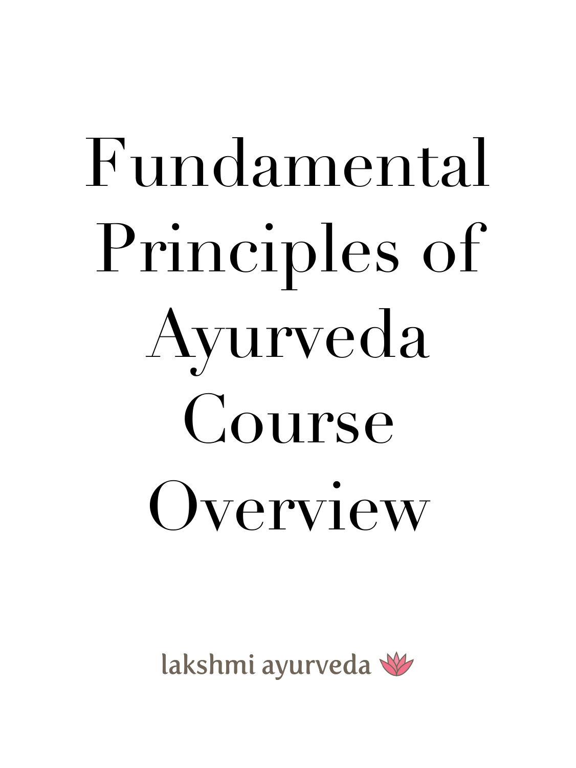# Fundamental Principles of Ayurveda Course Overview

lakshmi ayurveda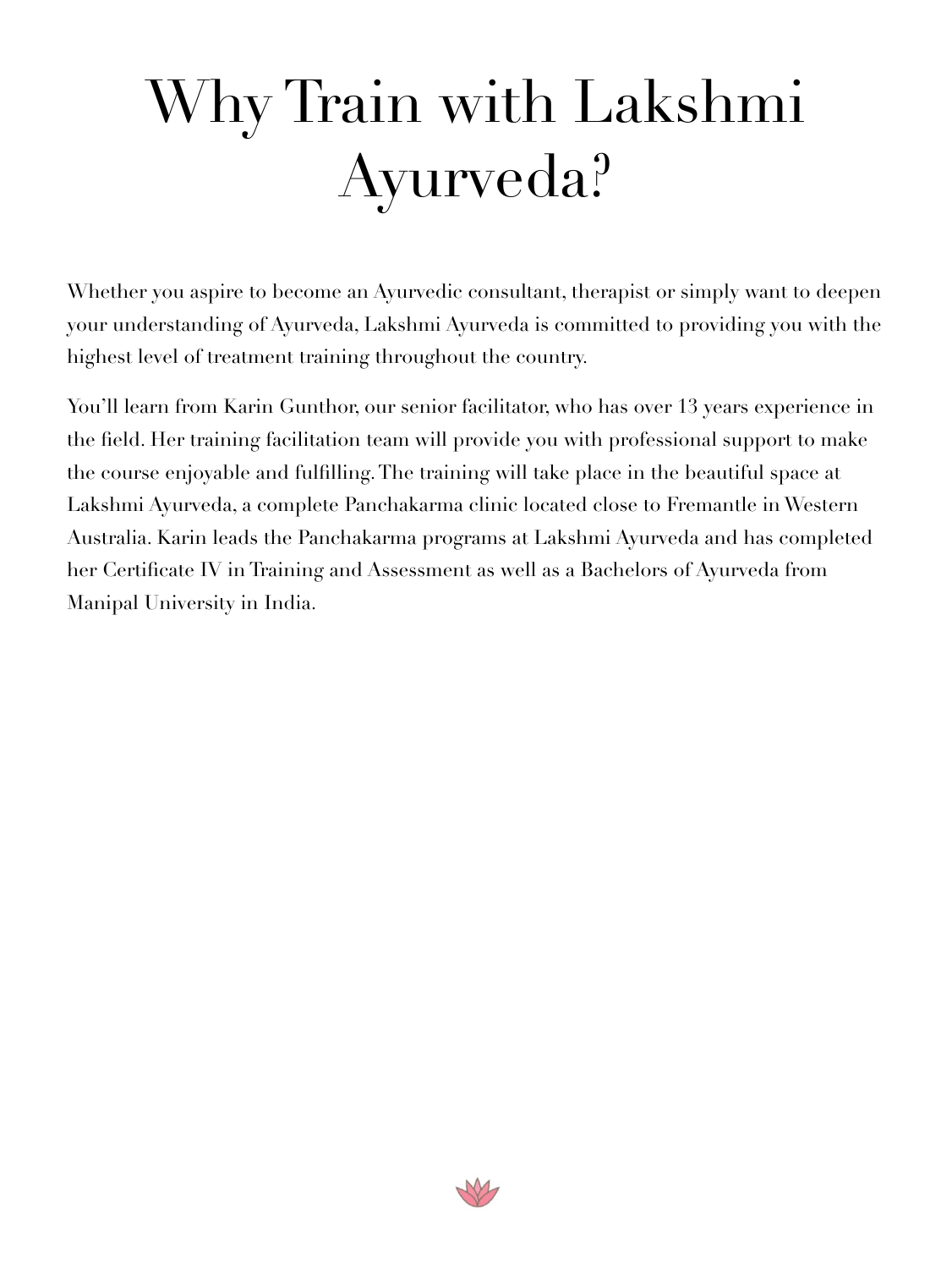# Why Train with Lakshmi Ayurveda?

Whether you aspire to become an Ayurvedic consultant, therapist or simply want to deepen your understanding of Ayurveda, Lakshmi Ayurveda is committed to providing you with the highest level of treatment training throughout the country.

You'll learn from Karin Gunthor, our senior facilitator, who has over 13 years experience in the field. Her training facilitation team will provide you with professional support to make the course enjoyable and fulfilling. The training will take place in the beautiful space at Lakshmi Ayurveda, a complete Panchakarma clinic located close to Fremantle in Western Australia. Karin leads the Panchakarma programs at Lakshmi Ayurveda and has completed her Certificate IV in Training and Assessment as well as a Bachelors of Ayurveda from Manipal University in India.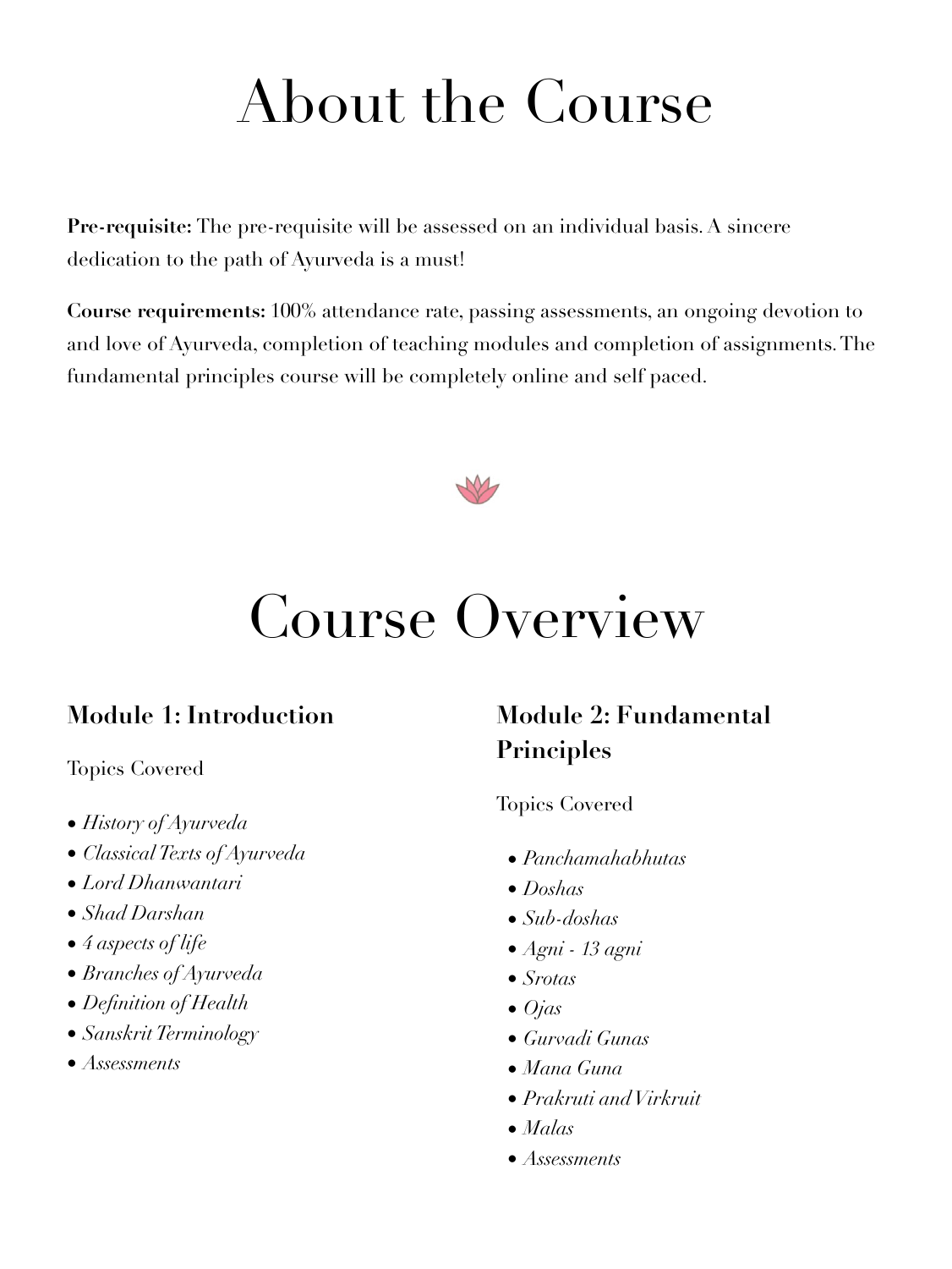# About the Course

**Pre-requisite:** The pre-requisite will be assessed on an individual basis. A sincere dedication to the path of Ayurveda is a must!

**Course requirements:** 100% attendance rate, passing assessments, an ongoing devotion to and love of Ayurveda, completion of teaching modules and completion of assignments. The fundamental principles course will be completely online and self paced.

# Course Overview

### Module 1: Introduction

Topics Covered

- *History of Ayurveda*
- *Classical Texts of Ayurveda*
- *Lord Dhanwantari*
- *Shad Darshan*
- *4 aspects of life*
- *Branches of Ayurveda*
- *Definition of Health*
- *Sanskrit Terminology*
- *Assessments*

### Module 2: Fundamental Principles

Topics Covered

- *Panchamahabhutas*
- *Doshas*
- *Sub-doshas*
- *Agni - 13 agni*
- *Srotas*
- *Ojas*
- *Gurvadi Gunas*
- *Mana Guna*
- *Prakruti and Virkruit*
- *Malas*
- *Assessments*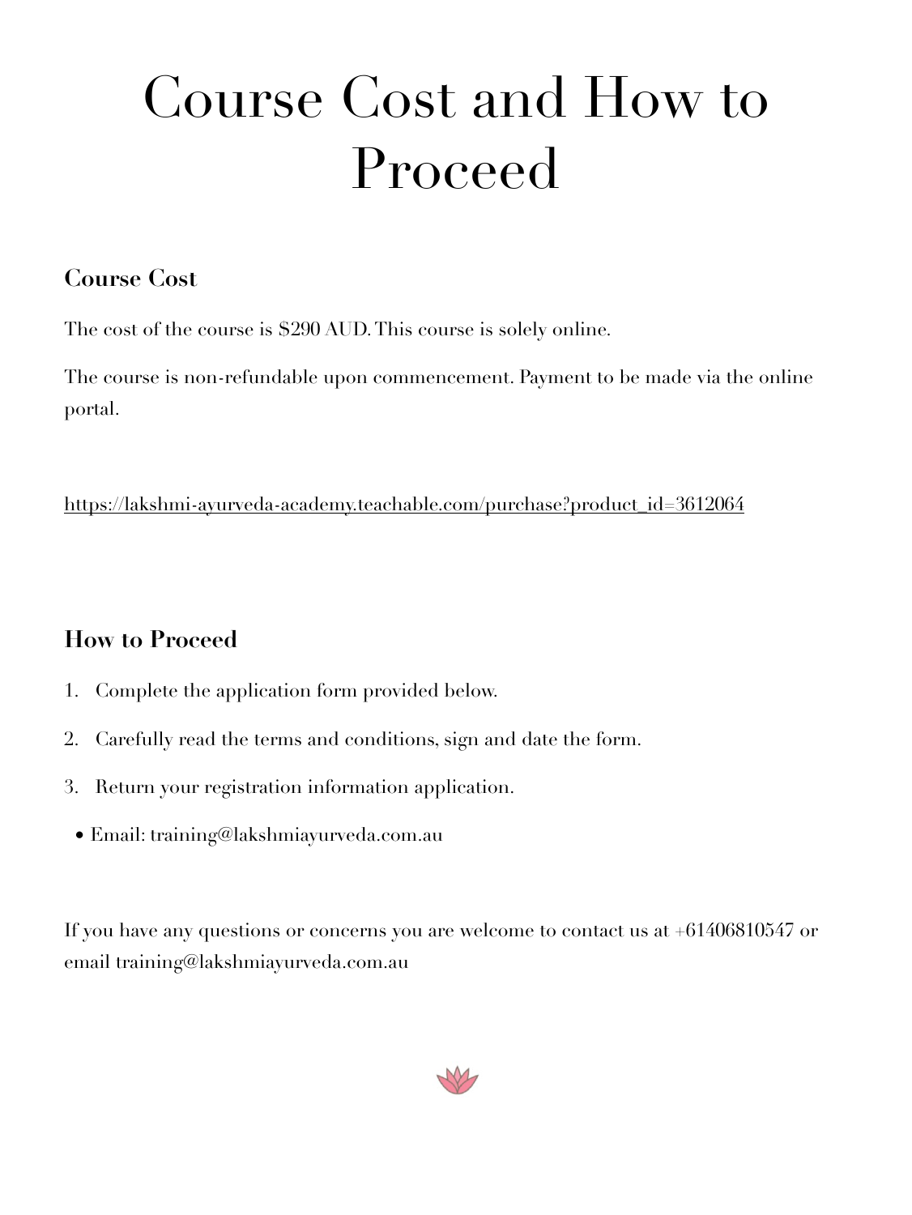# Course Cost and How to Proceed

### Course Cost

The cost of the course is $290 AUD. This course is solely online.

The course is non-refundable upon commencement. Payment to be made via the online portal.

https://lakshmi-ayurveda-academy.teachable.com/purchase?product_id=3612064

### How to Proceed

1. Complete the application form provided below.
2. Carefully read the terms and conditions, sign and date the form.
3. Return your registration information application.

- Email: training@lakshmiayurveda.com.au

If you have any questions or concerns you are welcome to contact us at +61406810547 or email training@lakshmiayurveda.com.au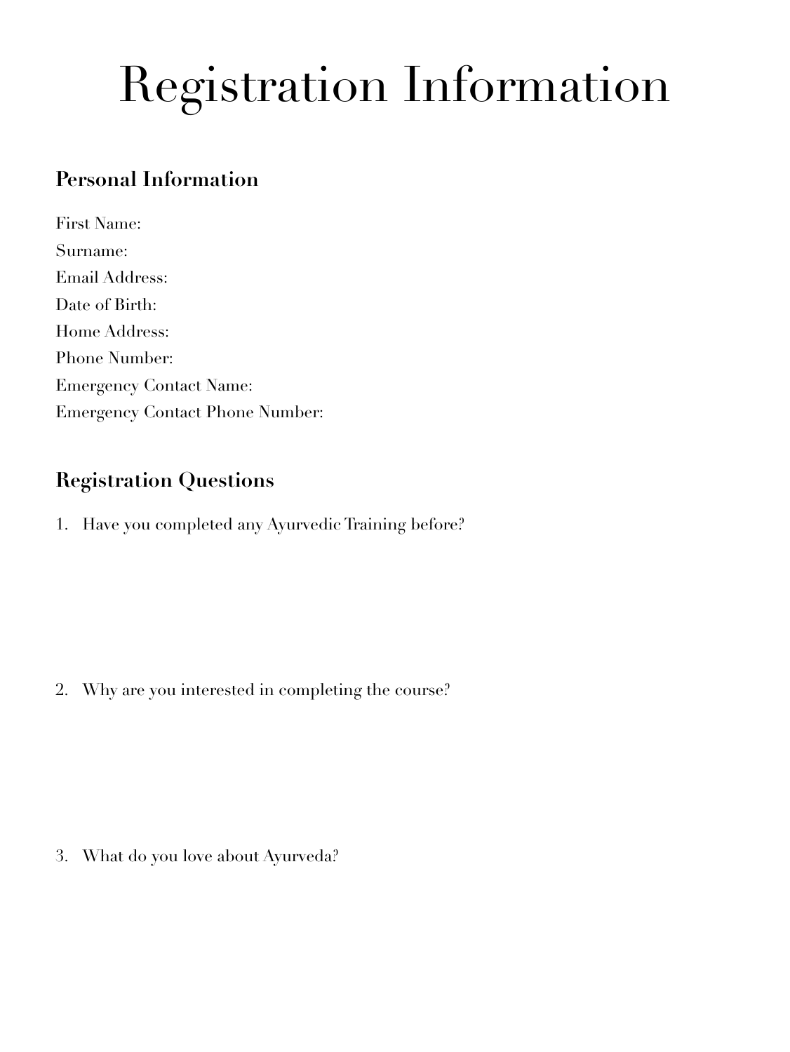# Registration Information

## Personal Information

First Name:
Surname:
Email Address:
Date of Birth:
Home Address:
Phone Number:
Emergency Contact Name:
Emergency Contact Phone Number:

## Registration Questions

1. Have you completed any Ayurvedic Training before?

2. Why are you interested in completing the course?

3. What do you love about Ayurveda?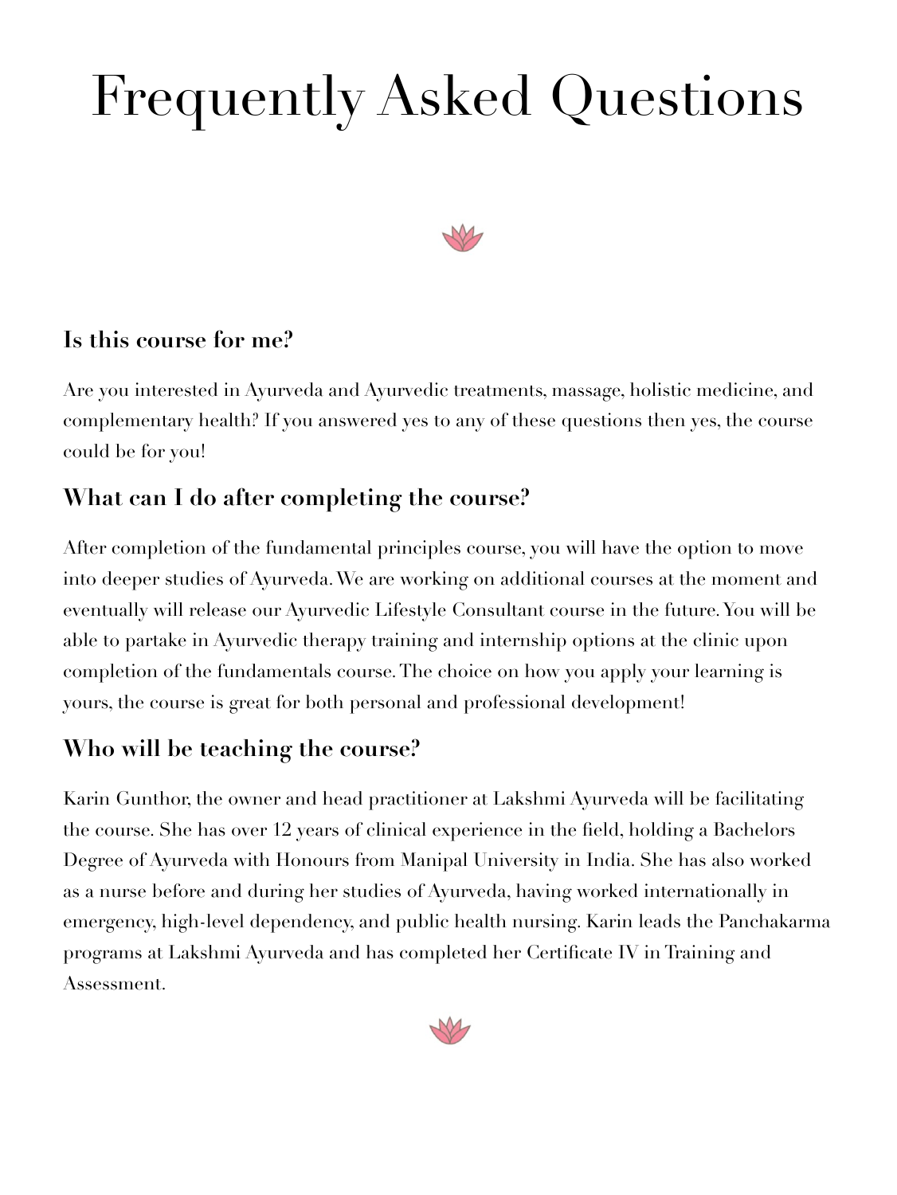# Frequently Asked Questions

### Is this course for me?

Are you interested in Ayurveda and Ayurvedic treatments, massage, holistic medicine, and complementary health? If you answered yes to any of these questions then yes, the course could be for you!

### What can I do after completing the course?

After completion of the fundamental principles course, you will have the option to move into deeper studies of Ayurveda. We are working on additional courses at the moment and eventually will release our Ayurvedic Lifestyle Consultant course in the future. You will be able to partake in Ayurvedic therapy training and internship options at the clinic upon completion of the fundamentals course. The choice on how you apply your learning is yours, the course is great for both personal and professional development!

### Who will be teaching the course?

Karin Gunthor, the owner and head practitioner at Lakshmi Ayurveda will be facilitating the course. She has over 12 years of clinical experience in the field, holding a Bachelors Degree of Ayurveda with Honours from Manipal University in India. She has also worked as a nurse before and during her studies of Ayurveda, having worked internationally in emergency, high-level dependency, and public health nursing. Karin leads the Panchakarma programs at Lakshmi Ayurveda and has completed her Certificate IV in Training and Assessment.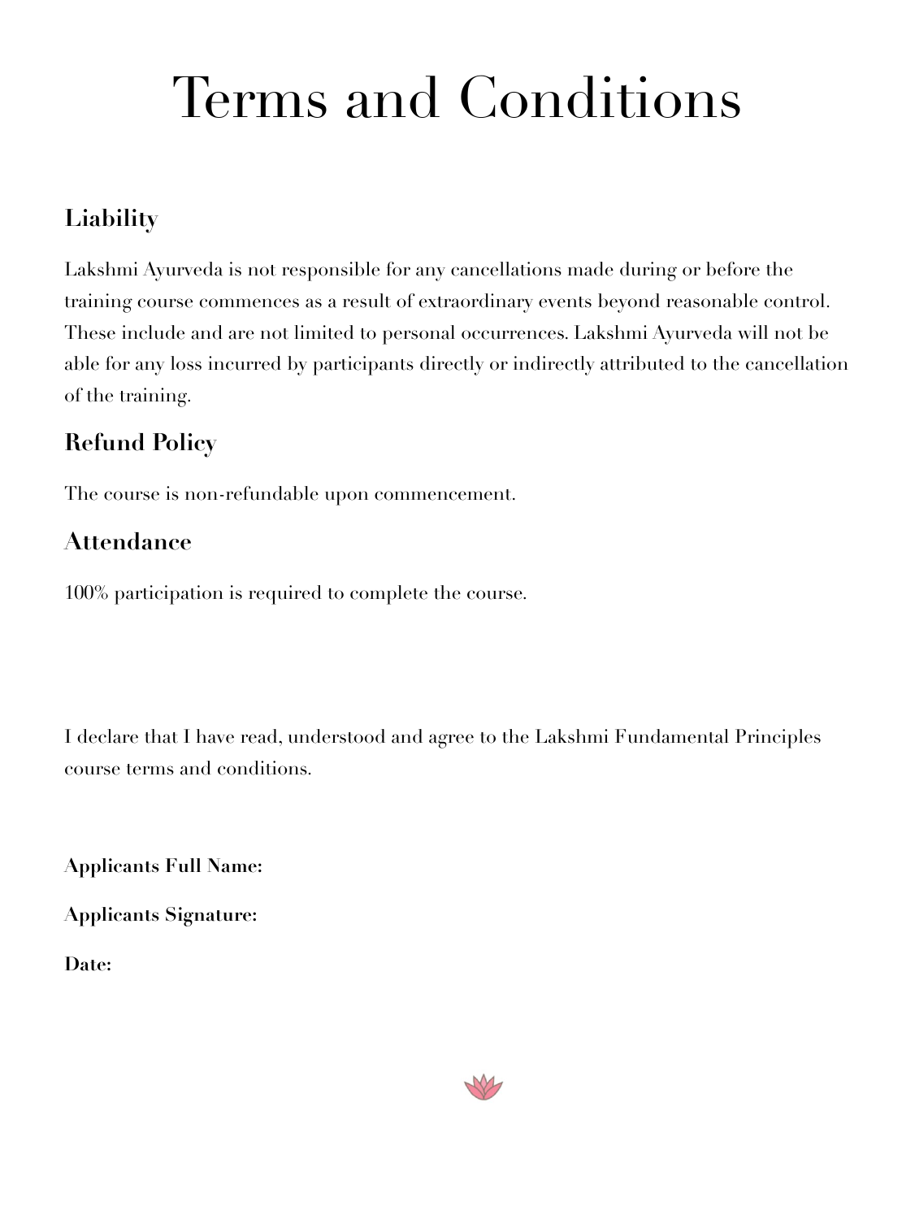# Terms and Conditions

## Liability

Lakshmi Ayurveda is not responsible for any cancellations made during or before the training course commences as a result of extraordinary events beyond reasonable control. These include and are not limited to personal occurrences. Lakshmi Ayurveda will not be able for any loss incurred by participants directly or indirectly attributed to the cancellation of the training.

## Refund Policy

The course is non-refundable upon commencement.

## Attendance

100% participation is required to complete the course.

I declare that I have read, understood and agree to the Lakshmi Fundamental Principles course terms and conditions.

**Applicants Full Name:**

**Applicants Signature:**

**Date:**